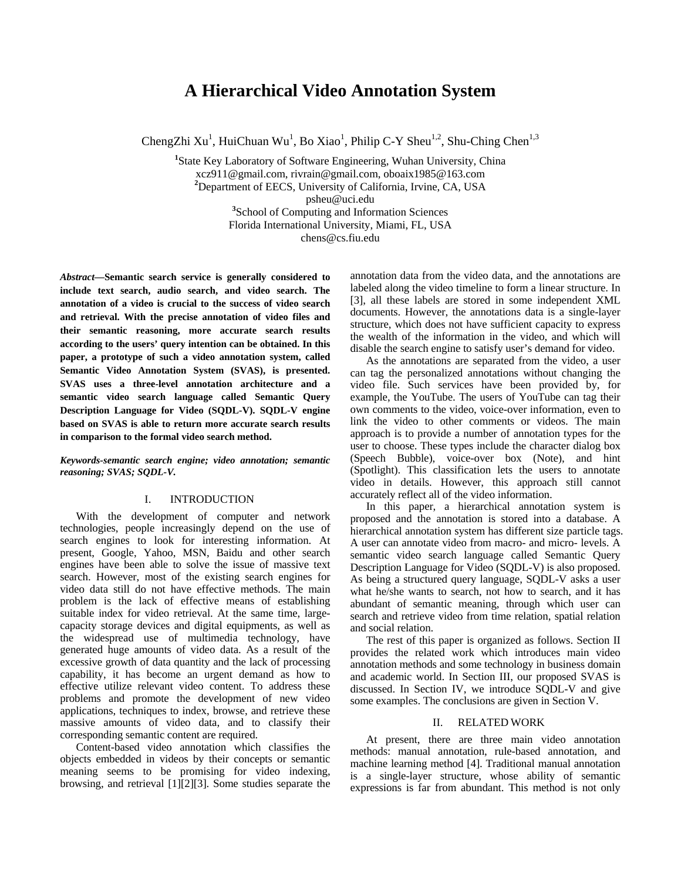# A Hierarchical Video Annotation System

ChengZhi Xu[1], HuiChuan Wu[1], Bo Xiao[1], Philip C-Y Sheu[1,2], Shu-Ching Chen[1,3]

[1]State Key Laboratory of Software Engineering, Wuhan University, China
xcz911@gmail.com, rivrain@gmail.com, oboaix1985@163.com
[2]Department of EECS, University of California, Irvine, CA, USA
psheu@uci.edu
[3]School of Computing and Information Sciences
Florida International University, Miami, FL, USA
chens@cs.fiu.edu

***Abstract*—Semantic search service is generally considered to include text search, audio search, and video search. The annotation of a video is crucial to the success of video search and retrieval. With the precise annotation of video files and their semantic reasoning, more accurate search results according to the users' query intention can be obtained. In this paper, a prototype of such a video annotation system, called Semantic Video Annotation System (SVAS), is presented. SVAS uses a three-level annotation architecture and a semantic video search language called Semantic Query Description Language for Video (SQDL-V). SQDL-V engine based on SVAS is able to return more accurate search results in comparison to the formal video search method.**

***Keywords-semantic search engine; video annotation; semantic reasoning; SVAS; SQDL-V.***

## I. INTRODUCTION

With the development of computer and network technologies, people increasingly depend on the use of search engines to look for interesting information. At present, Google, Yahoo, MSN, Baidu and other search engines have been able to solve the issue of massive text search. However, most of the existing search engines for video data still do not have effective methods. The main problem is the lack of effective means of establishing suitable index for video retrieval. At the same time, large-capacity storage devices and digital equipments, as well as the widespread use of multimedia technology, have generated huge amounts of video data. As a result of the excessive growth of data quantity and the lack of processing capability, it has become an urgent demand as how to effective utilize relevant video content. To address these problems and promote the development of new video applications, techniques to index, browse, and retrieve these massive amounts of video data, and to classify their corresponding semantic content are required.

Content-based video annotation which classifies the objects embedded in videos by their concepts or semantic meaning seems to be promising for video indexing, browsing, and retrieval [1][2][3]. Some studies separate the annotation data from the video data, and the annotations are labeled along the video timeline to form a linear structure. In [3], all these labels are stored in some independent XML documents. However, the annotations data is a single-layer structure, which does not have sufficient capacity to express the wealth of the information in the video, and which will disable the search engine to satisfy user's demand for video.

As the annotations are separated from the video, a user can tag the personalized annotations without changing the video file. Such services have been provided by, for example, the YouTube. The users of YouTube can tag their own comments to the video, voice-over information, even to link the video to other comments or videos. The main approach is to provide a number of annotation types for the user to choose. These types include the character dialog box (Speech Bubble), voice-over box (Note), and hint (Spotlight). This classification lets the users to annotate video in details. However, this approach still cannot accurately reflect all of the video information.

In this paper, a hierarchical annotation system is proposed and the annotation is stored into a database. A hierarchical annotation system has different size particle tags. A user can annotate video from macro- and micro- levels. A semantic video search language called Semantic Query Description Language for Video (SQDL-V) is also proposed. As being a structured query language, SQDL-V asks a user what he/she wants to search, not how to search, and it has abundant of semantic meaning, through which user can search and retrieve video from time relation, spatial relation and social relation.

The rest of this paper is organized as follows. Section II provides the related work which introduces main video annotation methods and some technology in business domain and academic world. In Section III, our proposed SVAS is discussed. In Section IV, we introduce SQDL-V and give some examples. The conclusions are given in Section V.

## II. RELATED WORK

At present, there are three main video annotation methods: manual annotation, rule-based annotation, and machine learning method [4]. Traditional manual annotation is a single-layer structure, whose ability of semantic expressions is far from abundant. This method is not only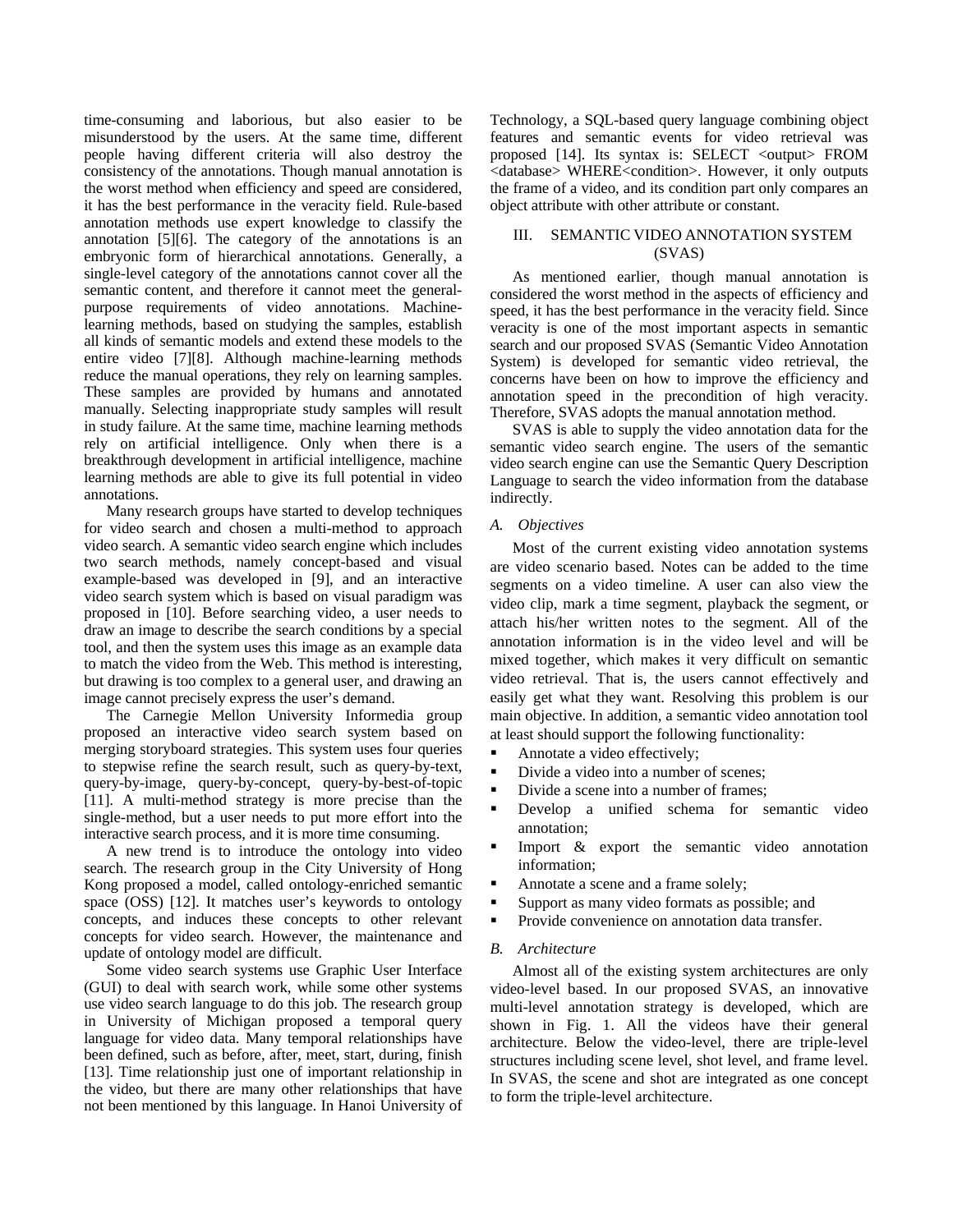time-consuming and laborious, but also easier to be misunderstood by the users. At the same time, different people having different criteria will also destroy the consistency of the annotations. Though manual annotation is the worst method when efficiency and speed are considered, it has the best performance in the veracity field. Rule-based annotation methods use expert knowledge to classify the annotation [5][6]. The category of the annotations is an embryonic form of hierarchical annotations. Generally, a single-level category of the annotations cannot cover all the semantic content, and therefore it cannot meet the general-purpose requirements of video annotations. Machine-learning methods, based on studying the samples, establish all kinds of semantic models and extend these models to the entire video [7][8]. Although machine-learning methods reduce the manual operations, they rely on learning samples. These samples are provided by humans and annotated manually. Selecting inappropriate study samples will result in study failure. At the same time, machine learning methods rely on artificial intelligence. Only when there is a breakthrough development in artificial intelligence, machine learning methods are able to give its full potential in video annotations.

Many research groups have started to develop techniques for video search and chosen a multi-method to approach video search. A semantic video search engine which includes two search methods, namely concept-based and visual example-based was developed in [9], and an interactive video search system which is based on visual paradigm was proposed in [10]. Before searching video, a user needs to draw an image to describe the search conditions by a special tool, and then the system uses this image as an example data to match the video from the Web. This method is interesting, but drawing is too complex to a general user, and drawing an image cannot precisely express the user's demand.

The Carnegie Mellon University Informedia group proposed an interactive video search system based on merging storyboard strategies. This system uses four queries to stepwise refine the search result, such as query-by-text, query-by-image, query-by-concept, query-by-best-of-topic [11]. A multi-method strategy is more precise than the single-method, but a user needs to put more effort into the interactive search process, and it is more time consuming.

A new trend is to introduce the ontology into video search. The research group in the City University of Hong Kong proposed a model, called ontology-enriched semantic space (OSS) [12]. It matches user's keywords to ontology concepts, and induces these concepts to other relevant concepts for video search. However, the maintenance and update of ontology model are difficult.

Some video search systems use Graphic User Interface (GUI) to deal with search work, while some other systems use video search language to do this job. The research group in University of Michigan proposed a temporal query language for video data. Many temporal relationships have been defined, such as before, after, meet, start, during, finish [13]. Time relationship just one of important relationship in the video, but there are many other relationships that have not been mentioned by this language. In Hanoi University of Technology, a SQL-based query language combining object features and semantic events for video retrieval was proposed [14]. Its syntax is: SELECT <output> FROM <database> WHERE<condition>. However, it only outputs the frame of a video, and its condition part only compares an object attribute with other attribute or constant.

## III. SEMANTIC VIDEO ANNOTATION SYSTEM (SVAS)

As mentioned earlier, though manual annotation is considered the worst method in the aspects of efficiency and speed, it has the best performance in the veracity field. Since veracity is one of the most important aspects in semantic search and our proposed SVAS (Semantic Video Annotation System) is developed for semantic video retrieval, the concerns have been on how to improve the efficiency and annotation speed in the precondition of high veracity. Therefore, SVAS adopts the manual annotation method.

SVAS is able to supply the video annotation data for the semantic video search engine. The users of the semantic video search engine can use the Semantic Query Description Language to search the video information from the database indirectly.

### *A. Objectives*

Most of the current existing video annotation systems are video scenario based. Notes can be added to the time segments on a video timeline. A user can also view the video clip, mark a time segment, playback the segment, or attach his/her written notes to the segment. All of the annotation information is in the video level and will be mixed together, which makes it very difficult on semantic video retrieval. That is, the users cannot effectively and easily get what they want. Resolving this problem is our main objective. In addition, a semantic video annotation tool at least should support the following functionality:

- Annotate a video effectively;
- Divide a video into a number of scenes;
- Divide a scene into a number of frames;
- Develop a unified schema for semantic video annotation;
- Import & export the semantic video annotation information;
- Annotate a scene and a frame solely;
- Support as many video formats as possible; and
- Provide convenience on annotation data transfer.

### *B. Architecture*

Almost all of the existing system architectures are only video-level based. In our proposed SVAS, an innovative multi-level annotation strategy is developed, which are shown in Fig. 1. All the videos have their general architecture. Below the video-level, there are triple-level structures including scene level, shot level, and frame level. In SVAS, the scene and shot are integrated as one concept to form the triple-level architecture.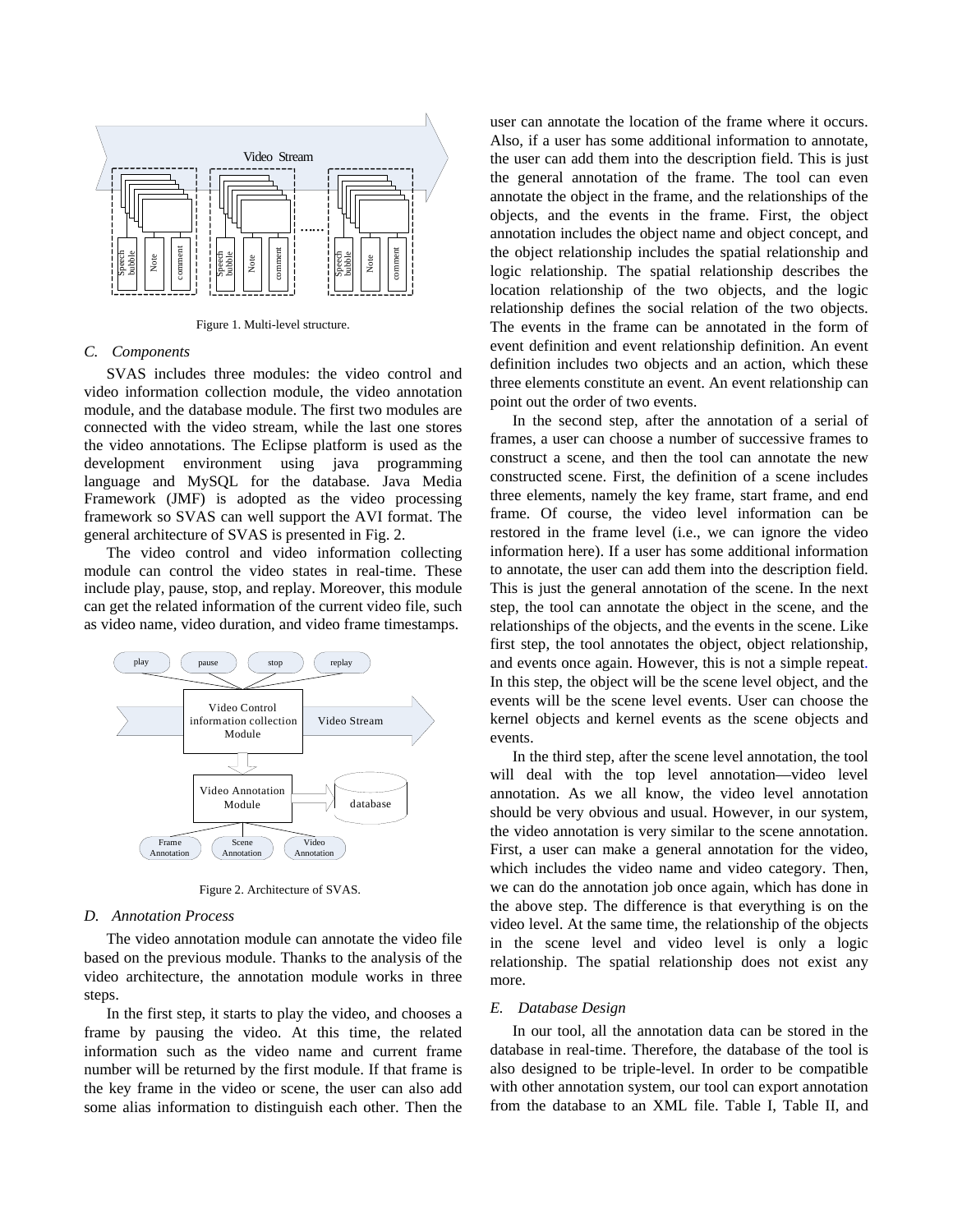Video Stream

Speech bubble

Note

comment

Speech bubble

Note

comment

……

Speech bubble

Note

comment

Figure 1. Multi-level structure.

### C. Components

SVAS includes three modules: the video control and video information collection module, the video annotation module, and the database module. The first two modules are connected with the video stream, while the last one stores the video annotations. The Eclipse platform is used as the development environment using java programming language and MySQL for the database. Java Media Framework (JMF) is adopted as the video processing framework so SVAS can well support the AVI format. The general architecture of SVAS is presented in Fig. 2.

The video control and video information collecting module can control the video states in real-time. These include play, pause, stop, and replay. Moreover, this module can get the related information of the current video file, such as video name, video duration, and video frame timestamps.

play

pause

stop

replay

Video Control information collection Module

Video Stream

Video Annotation Module

database

Frame Annotation

Scene Annotation

Video Annotation

Figure 2. Architecture of SVAS.

### D. Annotation Process

The video annotation module can annotate the video file based on the previous module. Thanks to the analysis of the video architecture, the annotation module works in three steps.

In the first step, it starts to play the video, and chooses a frame by pausing the video. At this time, the related information such as the video name and current frame number will be returned by the first module. If that frame is the key frame in the video or scene, the user can also add some alias information to distinguish each other. Then the user can annotate the location of the frame where it occurs. Also, if a user has some additional information to annotate, the user can add them into the description field. This is just the general annotation of the frame. The tool can even annotate the object in the frame, and the relationships of the objects, and the events in the frame. First, the object annotation includes the object name and object concept, and the object relationship includes the spatial relationship and logic relationship. The spatial relationship describes the location relationship of the two objects, and the logic relationship defines the social relation of the two objects. The events in the frame can be annotated in the form of event definition and event relationship definition. An event definition includes two objects and an action, which these three elements constitute an event. An event relationship can point out the order of two events.

In the second step, after the annotation of a serial of frames, a user can choose a number of successive frames to construct a scene, and then the tool can annotate the new constructed scene. First, the definition of a scene includes three elements, namely the key frame, start frame, and end frame. Of course, the video level information can be restored in the frame level (i.e., we can ignore the video information here). If a user has some additional information to annotate, the user can add them into the description field. This is just the general annotation of the scene. In the next step, the tool can annotate the object in the scene, and the relationships of the objects, and the events in the scene. Like first step, the tool annotates the object, object relationship, and events once again. However, this is not a simple repeat. In this step, the object will be the scene level object, and the events will be the scene level events. User can choose the kernel objects and kernel events as the scene objects and events.

In the third step, after the scene level annotation, the tool will deal with the top level annotation—video level annotation. As we all know, the video level annotation should be very obvious and usual. However, in our system, the video annotation is very similar to the scene annotation. First, a user can make a general annotation for the video, which includes the video name and video category. Then, we can do the annotation job once again, which has done in the above step. The difference is that everything is on the video level. At the same time, the relationship of the objects in the scene level and video level is only a logic relationship. The spatial relationship does not exist any more.

### E. Database Design

In our tool, all the annotation data can be stored in the database in real-time. Therefore, the database of the tool is also designed to be triple-level. In order to be compatible with other annotation system, our tool can export annotation from the database to an XML file. Table I, Table II, and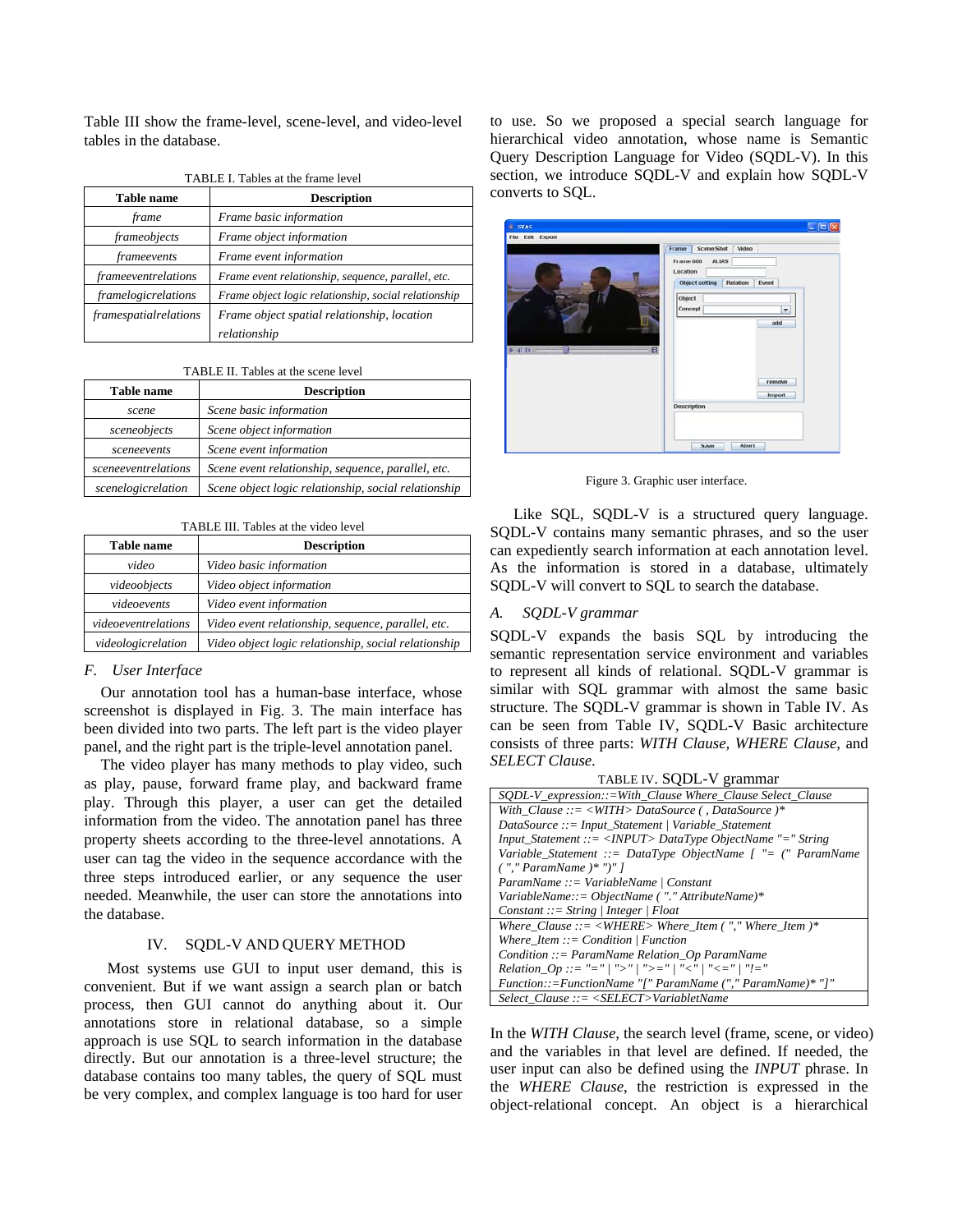Table III show the frame-level, scene-level, and video-level tables in the database.

TABLE I. Tables at the frame level

| Table name | Description |
|---|---|
| *frame* | *Frame basic information* |
| *frameobjects* | *Frame object information* |
| *frameevents* | *Frame event information* |
| *frameeventrelations* | *Frame event relationship, sequence, parallel, etc.* |
| *framelogicrelations* | *Frame object logic relationship, social relationship* |
| *framespatialrelations* | *Frame object spatial relationship, location relationship* |

TABLE II. Tables at the scene level

| Table name | Description |
|---|---|
| *scene* | *Scene basic information* |
| *sceneobjects* | *Scene object information* |
| *sceneevents* | *Scene event information* |
| *sceneeventrelations* | *Scene event relationship, sequence, parallel, etc.* |
| *scenelogicrelation* | *Scene object logic relationship, social relationship* |

TABLE III. Tables at the video level

| Table name | Description |
|---|---|
| *video* | *Video basic information* |
| *videoobjects* | *Video object information* |
| *videoevents* | *Video event information* |
| *videoeventrelations* | *Video event relationship, sequence, parallel, etc.* |
| *videologicrelation* | *Video object logic relationship, social relationship* |

### F. User Interface

Our annotation tool has a human-base interface, whose screenshot is displayed in Fig. 3. The main interface has been divided into two parts. The left part is the video player panel, and the right part is the triple-level annotation panel.

The video player has many methods to play video, such as play, pause, forward frame play, and backward frame play. Through this player, a user can get the detailed information from the video. The annotation panel has three property sheets according to the three-level annotations. A user can tag the video in the sequence accordance with the three steps introduced earlier, or any sequence the user needed. Meanwhile, the user can store the annotations into the database.

## IV. SQDL-V AND QUERY METHOD

Most systems use GUI to input user demand, this is convenient. But if we want assign a search plan or batch process, then GUI cannot do anything about it. Our annotations store in relational database, so a simple approach is use SQL to search information in the database directly. But our annotation is a three-level structure; the database contains too many tables, the query of SQL must be very complex, and complex language is too hard for user to use. So we proposed a special search language for hierarchical video annotation, whose name is Semantic Query Description Language for Video (SQDL-V). In this section, we introduce SQDL-V and explain how SQDL-V converts to SQL.

Figure 3. Graphic user interface.

Like SQL, SQDL-V is a structured query language. SQDL-V contains many semantic phrases, and so the user can expediently search information at each annotation level. As the information is stored in a database, ultimately SQDL-V will convert to SQL to search the database.

### A. SQDL-V grammar

SQDL-V expands the basis SQL by introducing the semantic representation service environment and variables to represent all kinds of relational. SQDL-V grammar is similar with SQL grammar with almost the same basic structure. The SQDL-V grammar is shown in Table IV. As can be seen from Table IV, SQDL-V Basic architecture consists of three parts: *WITH Clause*, *WHERE Clause*, and *SELECT Clause*.

TABLE IV. SQDL-V grammar

| |
|---|
| *SQDL-V_expression::=With_Clause Where_Clause Select_Clause* |
| *With_Clause ::= <WITH> DataSource ( , DataSource )\** <br> *DataSource ::= Input_Statement \| Variable_Statement* <br> *Input_Statement ::= <INPUT> DataType ObjectName "=" String* <br> *Variable_Statement ::= DataType ObjectName [ "= (" ParamName ( "," ParamName )\* ")" ]* <br> *ParamName ::= VariableName \| Constant* <br> *VariableName::= ObjectName ( "." AttributeName)\** <br> *Constant ::= String \| Integer \| Float* |
| *Where_Clause ::= <WHERE> Where_Item ( "," Where_Item )\** <br> *Where_Item ::= Condition \| Function* <br> *Condition ::= ParamName Relation_Op ParamName* <br> *Relation_Op ::= "=" \| ">" \| ">=" \| "<" \| "<=" \| "!="* <br> *Function::=FunctionName "[" ParamName ("," ParamName)\* "]"* |
| *Select_Clause ::= <SELECT>VariabletName* |

In the *WITH Clause*, the search level (frame, scene, or video) and the variables in that level are defined. If needed, the user input can also be defined using the *INPUT* phrase. In the *WHERE Clause*, the restriction is expressed in the object-relational concept. An object is a hierarchical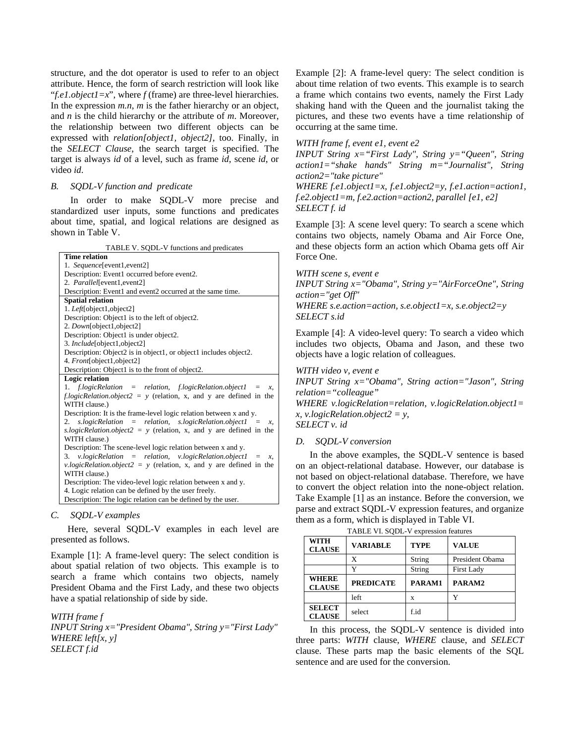structure, and the dot operator is used to refer to an object attribute. Hence, the form of search restriction will look like "*f.e1.object1=x*", where *f* (frame) are three-level hierarchies. In the expression *m.n*, *m* is the father hierarchy or an object, and *n* is the child hierarchy or the attribute of *m*. Moreover, the relationship between two different objects can be expressed with *relation[object1, object2]*, too. Finally, in the *SELECT Clause*, the search target is specified. The target is always *id* of a level, such as frame *id*, scene *id*, or video *id*.

### B. SQDL-V function and predicate

In order to make SQDL-V more precise and standardized user inputs, some functions and predicates about time, spatial, and logical relations are designed as shown in Table V.

TABLE V. SQDL-V functions and predicates

| |
|---|
| **Time relation** |
| 1. *Sequence*[event1,event2] |
| Description: Event1 occurred before event2. |
| 2. *Parallel*[event1,event2] |
| Description: Event1 and event2 occurred at the same time. |
| **Spatial relation** |
| 1. *Left*[object1,object2] |
| Description: Object1 is to the left of object2. |
| 2. *Down*[object1,object2] |
| Description: Object1 is under object2. |
| 3. *Include*[object1,object2] |
| Description: Object2 is in object1, or object1 includes object2. |
| 4. *Front*[object1,object2] |
| Description: Object1 is to the front of object2. |
| **Logic relation** |
| 1. *f.logicRelation = relation, f.logicRelation.object1 = x, f.logicRelation.object2 = y* (relation, x, and y are defined in the WITH clause.) |
| Description: It is the frame-level logic relation between x and y. |
| 2. *s.logicRelation = relation, s.logicRelation.object1 = x, s.logicRelation.object2 = y* (relation, x, and y are defined in the WITH clause.) |
| Description: The scene-level logic relation between x and y. |
| 3. *v.logicRelation = relation, v.logicRelation.object1 = x, v.logicRelation.object2 = y* (relation, x, and y are defined in the WITH clause.) |
| Description: The video-level logic relation between x and y. |
| 4. Logic relation can be defined by the user freely. |
| Description: The logic relation can be defined by the user. |

### C. SQDL-V examples

Here, several SQDL-V examples in each level are presented as follows.

Example [1]: A frame-level query: The select condition is about spatial relation of two objects. This example is to search a frame which contains two objects, namely President Obama and the First Lady, and these two objects have a spatial relationship of side by side.

*WITH frame f*
*INPUT String x="President Obama", String y="First Lady"*
*WHERE left[x, y]*
*SELECT f.id*

Example [2]: A frame-level query: The select condition is about time relation of two events. This example is to search a frame which contains two events, namely the First Lady shaking hand with the Queen and the journalist taking the pictures, and these two events have a time relationship of occurring at the same time.

*WITH frame f, event e1, event e2*
*INPUT String x="First Lady", String y="Queen", String action1="shake hands" String m="Journalist", String action2="take picture"*
*WHERE f.e1.object1=x, f.e1.object2=y, f.e1.action=action1, f.e2.object1=m, f.e2.action=action2, parallel [e1, e2]*
*SELECT f. id*

Example [3]: A scene level query: To search a scene which contains two objects, namely Obama and Air Force One, and these objects form an action which Obama gets off Air Force One.

*WITH scene s, event e*
*INPUT String x="Obama", String y="AirForceOne", String action="get Off"*
*WHERE s.e.action=action, s.e.object1=x, s.e.object2=y*
*SELECT s.id*

Example [4]: A video-level query: To search a video which includes two objects, Obama and Jason, and these two objects have a logic relation of colleagues.

*WITH video v, event e*
*INPUT String x="Obama", String action="Jason", String relation="colleague"*
*WHERE v.logicRelation=relation, v.logicRelation.object1= x, v.logicRelation.object2 = y,*
*SELECT v. id*

### D. SQDL-V conversion

In the above examples, the SQDL-V sentence is based on an object-relational database. However, our database is not based on object-relational database. Therefore, we have to convert the object relation into the none-object relation. Take Example [1] as an instance. Before the conversion, we parse and extract SQDL-V expression features, and organize them as a form, which is displayed in Table VI.

TABLE VI. SQDL-V expression features

| WITH CLAUSE | VARIABLE | TYPE | VALUE |
|---|---|---|---|
| | X | String | President Obama |
| | Y | String | First Lady |
| **WHERE CLAUSE** | **PREDICATE** | **PARAM1** | **PARAM2** |
| | left | x | Y |
| **SELECT CLAUSE** | select | f.id | |

In this process, the SQDL-V sentence is divided into three parts: *WITH* clause, *WHERE* clause, and *SELECT* clause. These parts map the basic elements of the SQL sentence and are used for the conversion.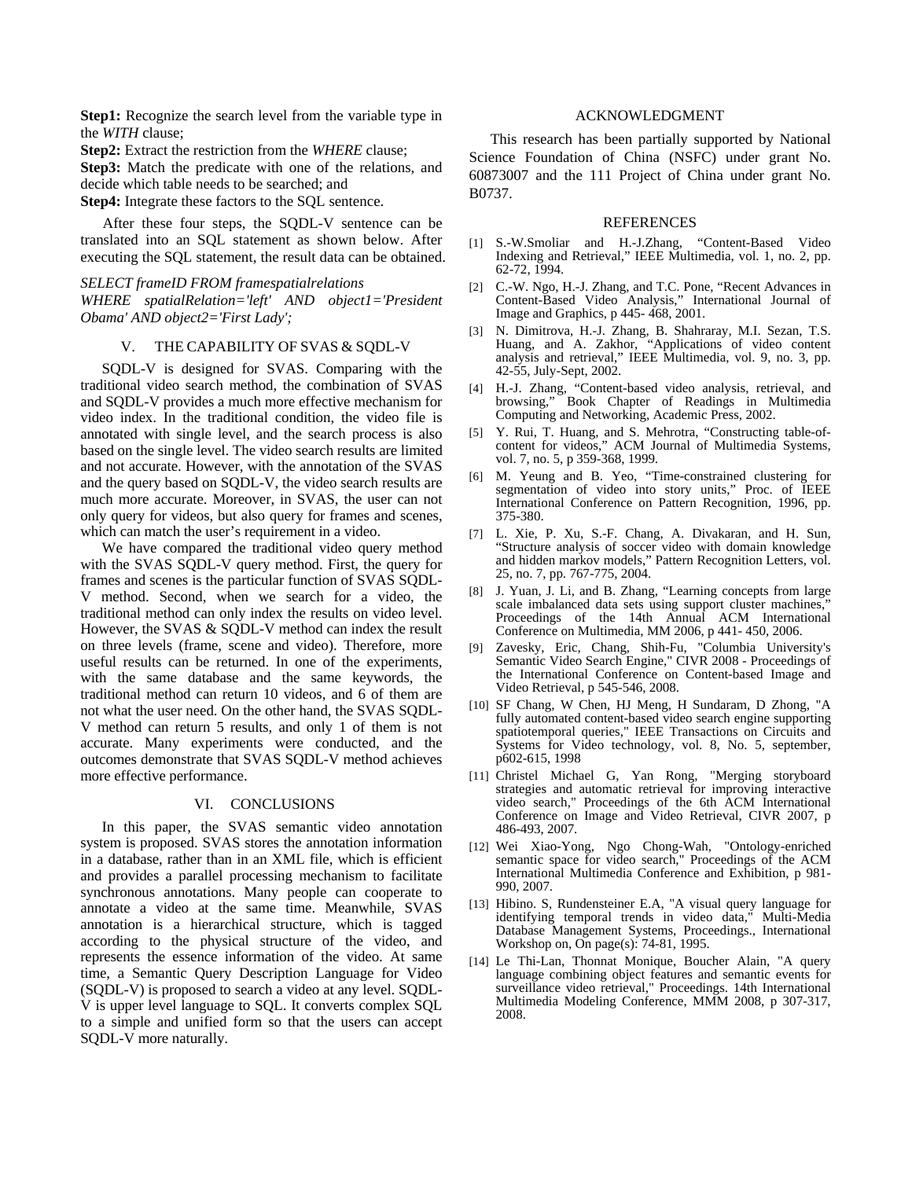**Step1:** Recognize the search level from the variable type in the *WITH* clause;

**Step2:** Extract the restriction from the *WHERE* clause;

**Step3:** Match the predicate with one of the relations, and decide which table needs to be searched; and

**Step4:** Integrate these factors to the SQL sentence.

After these four steps, the SQDL-V sentence can be translated into an SQL statement as shown below. After executing the SQL statement, the result data can be obtained.

*SELECT frameID FROM framespatialrelations WHERE spatialRelation='left' AND object1='President Obama' AND object2='First Lady';*

## V. THE CAPABILITY OF SVAS & SQDL-V

SQDL-V is designed for SVAS. Comparing with the traditional video search method, the combination of SVAS and SQDL-V provides a much more effective mechanism for video index. In the traditional condition, the video file is annotated with single level, and the search process is also based on the single level. The video search results are limited and not accurate. However, with the annotation of the SVAS and the query based on SQDL-V, the video search results are much more accurate. Moreover, in SVAS, the user can not only query for videos, but also query for frames and scenes, which can match the user's requirement in a video.

We have compared the traditional video query method with the SVAS SQDL-V query method. First, the query for frames and scenes is the particular function of SVAS SQDL-V method. Second, when we search for a video, the traditional method can only index the results on video level. However, the SVAS & SQDL-V method can index the result on three levels (frame, scene and video). Therefore, more useful results can be returned. In one of the experiments, with the same database and the same keywords, the traditional method can return 10 videos, and 6 of them are not what the user need. On the other hand, the SVAS SQDL-V method can return 5 results, and only 1 of them is not accurate. Many experiments were conducted, and the outcomes demonstrate that SVAS SQDL-V method achieves more effective performance.

## VI. CONCLUSIONS

In this paper, the SVAS semantic video annotation system is proposed. SVAS stores the annotation information in a database, rather than in an XML file, which is efficient and provides a parallel processing mechanism to facilitate synchronous annotations. Many people can cooperate to annotate a video at the same time. Meanwhile, SVAS annotation is a hierarchical structure, which is tagged according to the physical structure of the video, and represents the essence information of the video. At same time, a Semantic Query Description Language for Video (SQDL-V) is proposed to search a video at any level. SQDL-V is upper level language to SQL. It converts complex SQL to a simple and unified form so that the users can accept SQDL-V more naturally.

## ACKNOWLEDGMENT

This research has been partially supported by National Science Foundation of China (NSFC) under grant No. 60873007 and the 111 Project of China under grant No. B0737.

## REFERENCES

[1] S.-W.Smoliar and H.-J.Zhang, "Content-Based Video Indexing and Retrieval," IEEE Multimedia, vol. 1, no. 2, pp. 62-72, 1994.

[2] C.-W. Ngo, H.-J. Zhang, and T.C. Pone, "Recent Advances in Content-Based Video Analysis," International Journal of Image and Graphics, p 445- 468, 2001.

[3] N. Dimitrova, H.-J. Zhang, B. Shahraray, M.I. Sezan, T.S. Huang, and A. Zakhor, "Applications of video content analysis and retrieval," IEEE Multimedia, vol. 9, no. 3, pp. 42-55, July-Sept, 2002.

[4] H.-J. Zhang, "Content-based video analysis, retrieval, and browsing," Book Chapter of Readings in Multimedia Computing and Networking, Academic Press, 2002.

[5] Y. Rui, T. Huang, and S. Mehrotra, "Constructing table-of-content for videos," ACM Journal of Multimedia Systems, vol. 7, no. 5, p 359-368, 1999.

[6] M. Yeung and B. Yeo, "Time-constrained clustering for segmentation of video into story units," Proc. of IEEE International Conference on Pattern Recognition, 1996, pp. 375-380.

[7] L. Xie, P. Xu, S.-F. Chang, A. Divakaran, and H. Sun, "Structure analysis of soccer video with domain knowledge and hidden markov models," Pattern Recognition Letters, vol. 25, no. 7, pp. 767-775, 2004.

[8] J. Yuan, J. Li, and B. Zhang, "Learning concepts from large scale imbalanced data sets using support cluster machines," Proceedings of the 14th Annual ACM International Conference on Multimedia, MM 2006, p 441- 450, 2006.

[9] Zavesky, Eric, Chang, Shih-Fu, "Columbia University's Semantic Video Search Engine," CIVR 2008 - Proceedings of the International Conference on Content-based Image and Video Retrieval, p 545-546, 2008.

[10] SF Chang, W Chen, HJ Meng, H Sundaram, D Zhong, "A fully automated content-based video search engine supporting spatiotemporal queries," IEEE Transactions on Circuits and Systems for Video technology, vol. 8, No. 5, september, p602-615, 1998

[11] Christel Michael G, Yan Rong, "Merging storyboard strategies and automatic retrieval for improving interactive video search," Proceedings of the 6th ACM International Conference on Image and Video Retrieval, CIVR 2007, p 486-493, 2007.

[12] Wei Xiao-Yong, Ngo Chong-Wah, "Ontology-enriched semantic space for video search," Proceedings of the ACM International Multimedia Conference and Exhibition, p 981-990, 2007.

[13] Hibino. S, Rundensteiner E.A, "A visual query language for identifying temporal trends in video data," Multi-Media Database Management Systems, Proceedings., International Workshop on, On page(s): 74-81, 1995.

[14] Le Thi-Lan, Thonnat Monique, Boucher Alain, "A query language combining object features and semantic events for surveillance video retrieval," Proceedings. 14th International Multimedia Modeling Conference, MMM 2008, p 307-317, 2008.